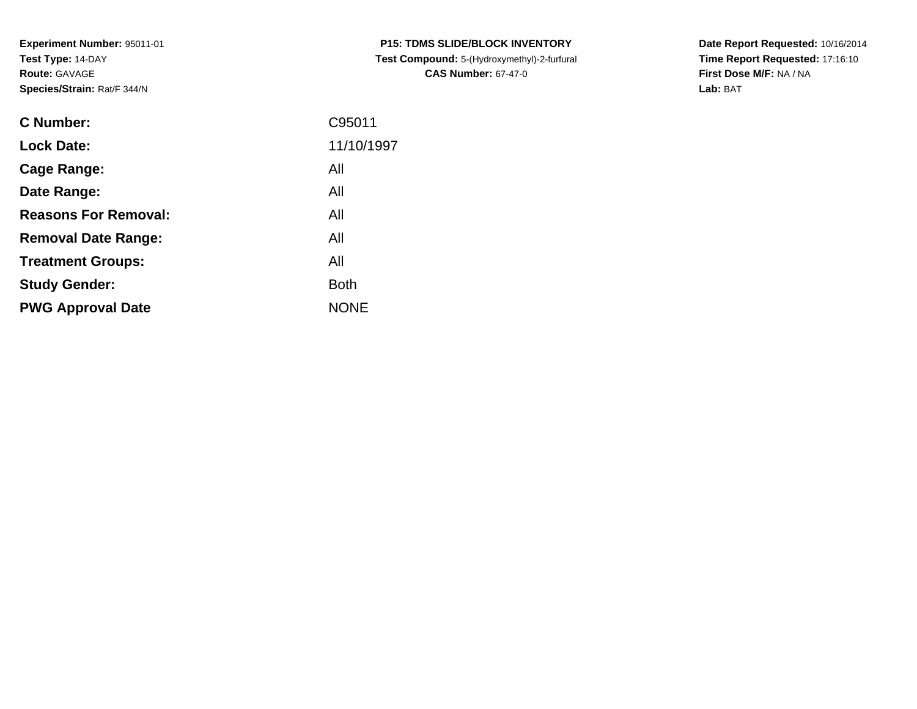**Experiment Number:** 95011-01
**Test Type:** 14-DAY
**Route:** GAVAGE
**Species/Strain:** Rat/F 344/N

**P15: TDMS SLIDE/BLOCK INVENTORY**
**Test Compound:** 5-(Hydroxymethyl)-2-furfural
**CAS Number:** 67-47-0

**Date Report Requested:** 10/16/2014
**Time Report Requested:** 17:16:10
**First Dose M/F:** NA / NA
**Lab:** BAT

| | |
|---|---|
| **C Number:** | C95011 |
| **Lock Date:** | 11/10/1997 |
| **Cage Range:** | All |
| **Date Range:** | All |
| **Reasons For Removal:** | All |
| **Removal Date Range:** | All |
| **Treatment Groups:** | All |
| **Study Gender:** | Both |
| **PWG Approval Date** | NONE |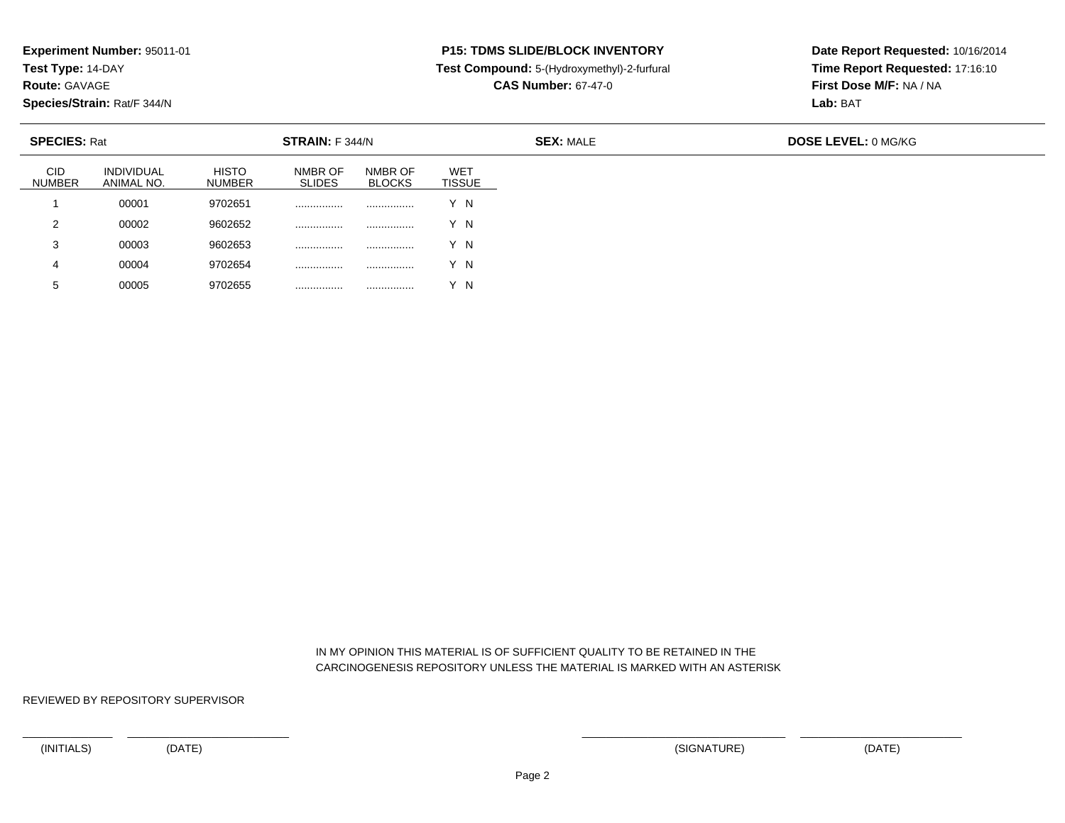**Experiment Number:** 95011-01
**Test Type:** 14-DAY
**Route:** GAVAGE
**Species/Strain:** Rat/F 344/N

**P15: TDMS SLIDE/BLOCK INVENTORY**
**Test Compound:** 5-(Hydroxymethyl)-2-furfural
**CAS Number:** 67-47-0

**Date Report Requested:** 10/16/2014
**Time Report Requested:** 17:16:10
**First Dose M/F:** NA / NA
**Lab:** BAT

**SPECIES:** Rat **STRAIN:** F 344/N **SEX:** MALE **DOSE LEVEL:** 0 MG/KG

| CID NUMBER | INDIVIDUAL ANIMAL NO. | HISTO NUMBER | NMBR OF SLIDES | NMBR OF BLOCKS | WET TISSUE |
|---|---|---|---|---|---|
| 1 | 00001 | 9702651 | ................ | ................ | Y N |
| 2 | 00002 | 9602652 | ................ | ................ | Y N |
| 3 | 00003 | 9602653 | ................ | ................ | Y N |
| 4 | 00004 | 9702654 | ................ | ................ | Y N |
| 5 | 00005 | 9702655 | ................ | ................ | Y N |

IN MY OPINION THIS MATERIAL IS OF SUFFICIENT QUALITY TO BE RETAINED IN THE CARCINOGENESIS REPOSITORY UNLESS THE MATERIAL IS MARKED WITH AN ASTERISK

REVIEWED BY REPOSITORY SUPERVISOR

(INITIALS) (DATE) (SIGNATURE) (DATE)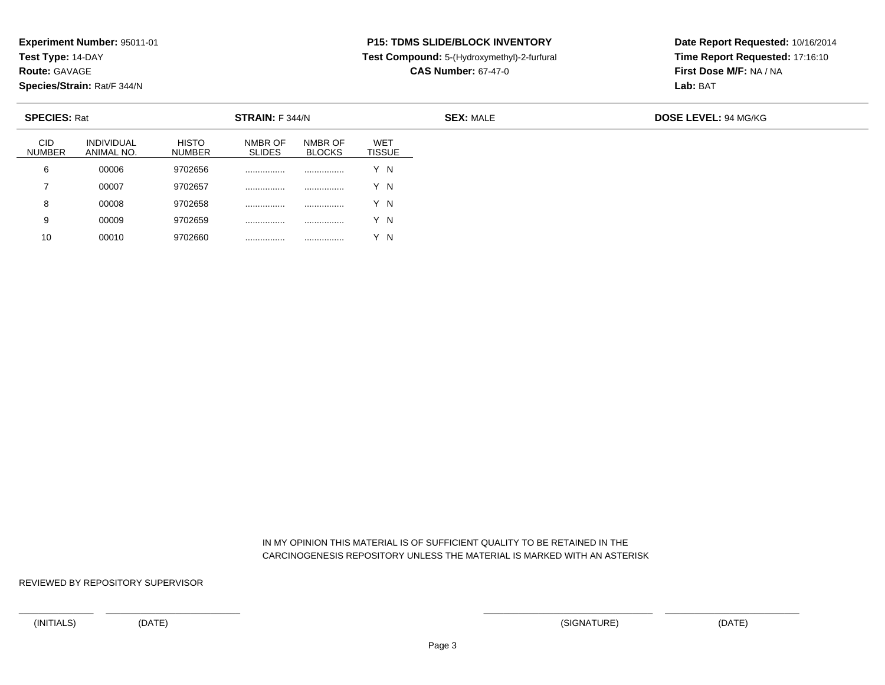**Experiment Number:** 95011-01
**Test Type:** 14-DAY
**Route:** GAVAGE
**Species/Strain:** Rat/F 344/N

**P15: TDMS SLIDE/BLOCK INVENTORY**
**Test Compound:** 5-(Hydroxymethyl)-2-furfural
**CAS Number:** 67-47-0

**Date Report Requested:** 10/16/2014
**Time Report Requested:** 17:16:10
**First Dose M/F:** NA / NA
**Lab:** BAT

**SPECIES:** Rat **STRAIN:** F 344/N **SEX:** MALE **DOSE LEVEL:** 94 MG/KG

| CID NUMBER | INDIVIDUAL ANIMAL NO. | HISTO NUMBER | NMBR OF SLIDES | NMBR OF BLOCKS | WET TISSUE |
|---|---|---|---|---|---|
| 6 | 00006 | 9702656 | ................ | ................ | Y N |
| 7 | 00007 | 9702657 | ................ | ................ | Y N |
| 8 | 00008 | 9702658 | ................ | ................ | Y N |
| 9 | 00009 | 9702659 | ................ | ................ | Y N |
| 10 | 00010 | 9702660 | ................ | ................ | Y N |

IN MY OPINION THIS MATERIAL IS OF SUFFICIENT QUALITY TO BE RETAINED IN THE CARCINOGENESIS REPOSITORY UNLESS THE MATERIAL IS MARKED WITH AN ASTERISK

REVIEWED BY REPOSITORY SUPERVISOR

______________ ________________________ ________________________________ ________________________

(INITIALS) (DATE) (SIGNATURE) (DATE)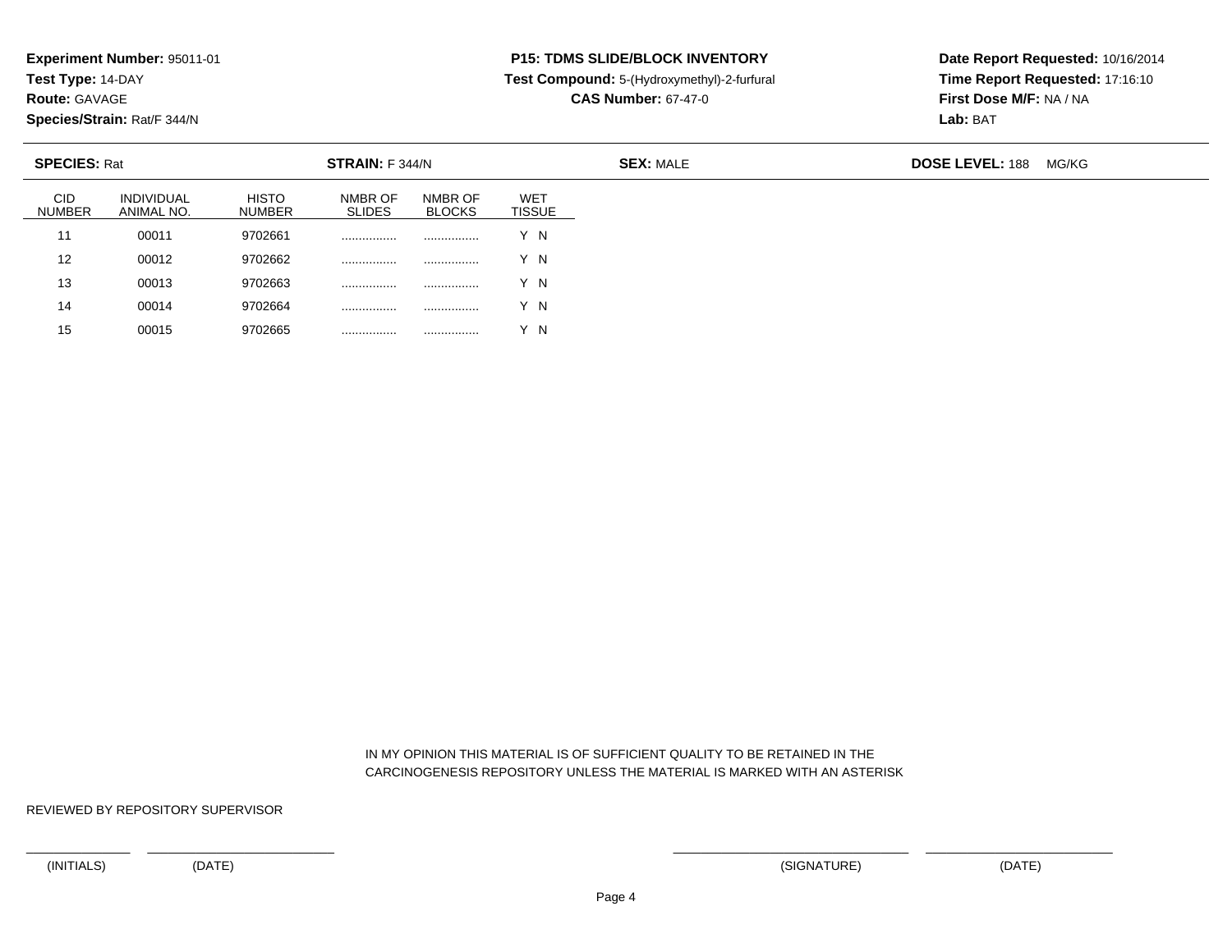**Experiment Number:** 95011-01
**Test Type:** 14-DAY
**Route:** GAVAGE
**Species/Strain:** Rat/F 344/N

**P15: TDMS SLIDE/BLOCK INVENTORY**
**Test Compound:** 5-(Hydroxymethyl)-2-furfural
**CAS Number:** 67-47-0

**Date Report Requested:** 10/16/2014
**Time Report Requested:** 17:16:10
**First Dose M/F:** NA / NA
**Lab:** BAT

**SPECIES:** Rat | **STRAIN:** F 344/N | **SEX:** MALE | **DOSE LEVEL:** 188 MG/KG

| CID NUMBER | INDIVIDUAL ANIMAL NO. | HISTO NUMBER | NMBR OF SLIDES | NMBR OF BLOCKS | WET TISSUE |
|---|---|---|---|---|---|
| 11 | 00011 | 9702661 | ................ | ................ | Y N |
| 12 | 00012 | 9702662 | ................ | ................ | Y N |
| 13 | 00013 | 9702663 | ................ | ................ | Y N |
| 14 | 00014 | 9702664 | ................ | ................ | Y N |
| 15 | 00015 | 9702665 | ................ | ................ | Y N |

IN MY OPINION THIS MATERIAL IS OF SUFFICIENT QUALITY TO BE RETAINED IN THE CARCINOGENESIS REPOSITORY UNLESS THE MATERIAL IS MARKED WITH AN ASTERISK

REVIEWED BY REPOSITORY SUPERVISOR

(INITIALS) (DATE) (SIGNATURE) (DATE)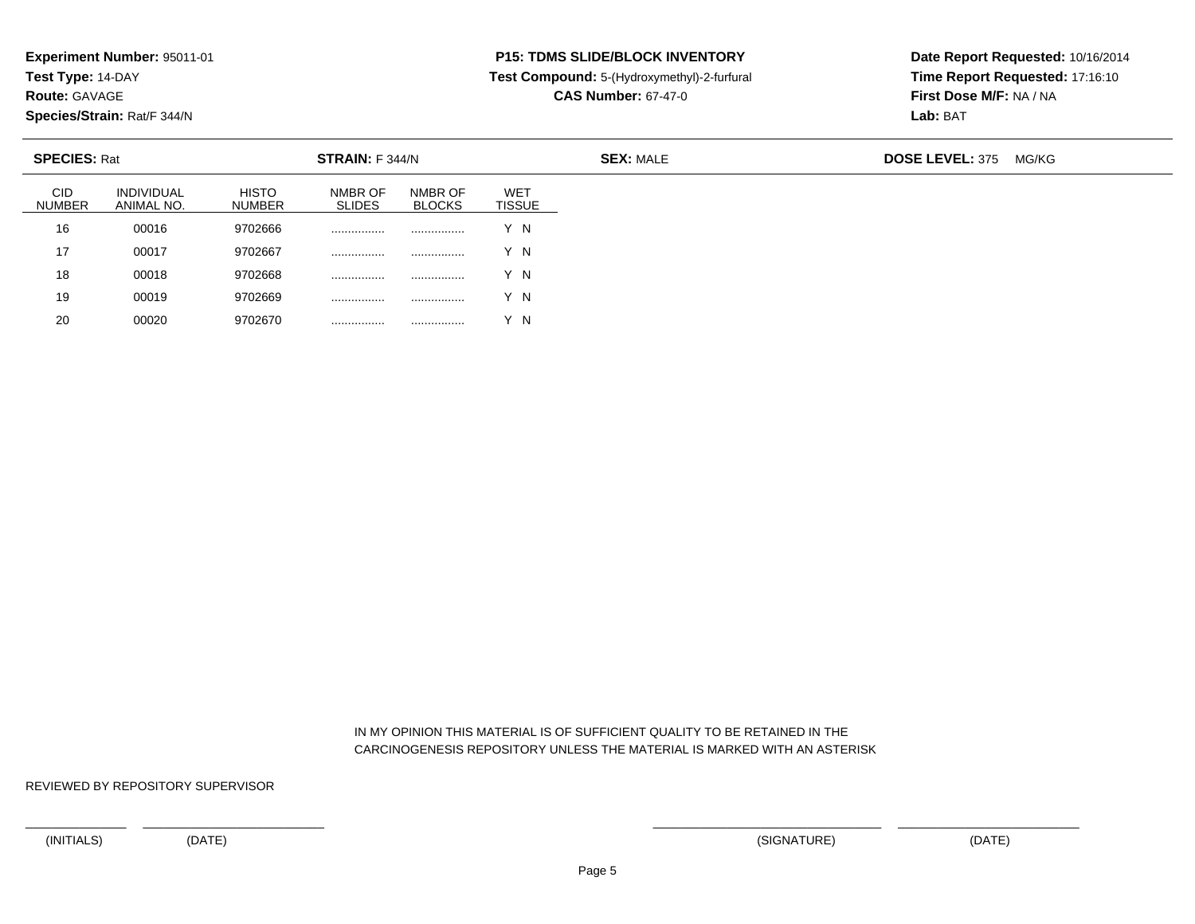**Experiment Number:** 95011-01
**Test Type:** 14-DAY
**Route:** GAVAGE
**Species/Strain:** Rat/F 344/N

**P15: TDMS SLIDE/BLOCK INVENTORY**
**Test Compound:** 5-(Hydroxymethyl)-2-furfural
**CAS Number:** 67-47-0

**Date Report Requested:** 10/16/2014
**Time Report Requested:** 17:16:10
**First Dose M/F:** NA / NA
**Lab:** BAT

**SPECIES:** Rat | **STRAIN:** F 344/N | **SEX:** MALE | **DOSE LEVEL:** 375 MG/KG

| CID NUMBER | INDIVIDUAL ANIMAL NO. | HISTO NUMBER | NMBR OF SLIDES | NMBR OF BLOCKS | WET TISSUE |
|---|---|---|---|---|---|
| 16 | 00016 | 9702666 | ................ | ................ | Y N |
| 17 | 00017 | 9702667 | ................ | ................ | Y N |
| 18 | 00018 | 9702668 | ................ | ................ | Y N |
| 19 | 00019 | 9702669 | ................ | ................ | Y N |
| 20 | 00020 | 9702670 | ................ | ................ | Y N |

IN MY OPINION THIS MATERIAL IS OF SUFFICIENT QUALITY TO BE RETAINED IN THE CARCINOGENESIS REPOSITORY UNLESS THE MATERIAL IS MARKED WITH AN ASTERISK

REVIEWED BY REPOSITORY SUPERVISOR

\_\_\_\_\_\_\_\_\_\_\_\_\_\_ \_\_\_\_\_\_\_\_\_\_\_\_\_\_\_\_\_\_\_\_\_\_\_\_ \_\_\_\_\_\_\_\_\_\_\_\_\_\_\_\_\_\_\_\_\_\_\_\_\_\_\_\_\_\_ \_\_\_\_\_\_\_\_\_\_\_\_\_\_\_\_\_\_\_\_\_\_\_\_

(INITIALS) (DATE) (SIGNATURE) (DATE)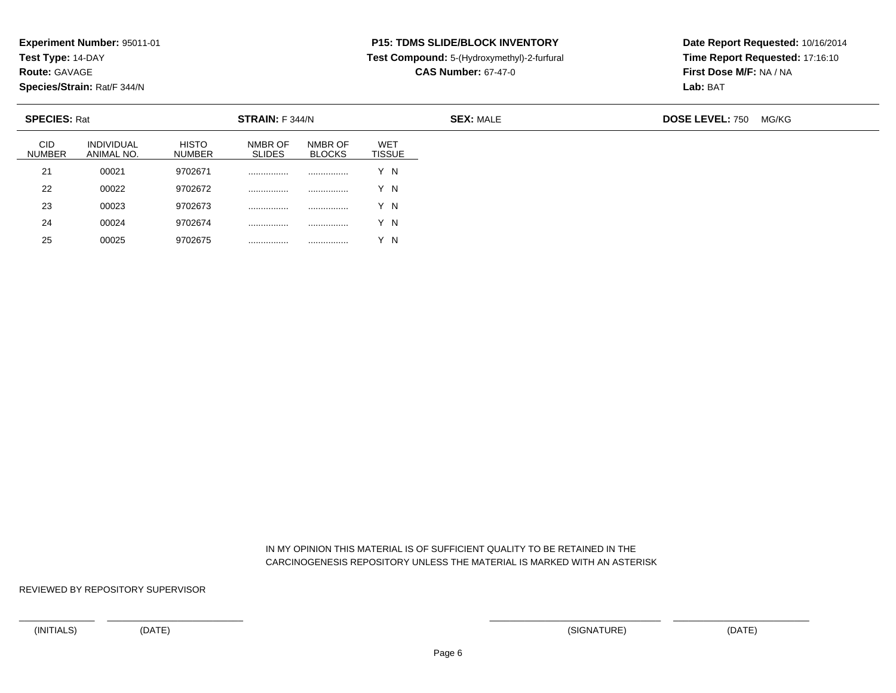**Experiment Number:** 95011-01
**Test Type:** 14-DAY
**Route:** GAVAGE
**Species/Strain:** Rat/F 344/N

**P15: TDMS SLIDE/BLOCK INVENTORY**
**Test Compound:** 5-(Hydroxymethyl)-2-furfural
**CAS Number:** 67-47-0

**Date Report Requested:** 10/16/2014
**Time Report Requested:** 17:16:10
**First Dose M/F:** NA / NA
**Lab:** BAT

**SPECIES:** Rat | **STRAIN:** F 344/N | **SEX:** MALE | **DOSE LEVEL:** 750 MG/KG

| CID NUMBER | INDIVIDUAL ANIMAL NO. | HISTO NUMBER | NMBR OF SLIDES | NMBR OF BLOCKS | WET TISSUE |
|---|---|---|---|---|---|
| 21 | 00021 | 9702671 | ................ | ................ | Y N |
| 22 | 00022 | 9702672 | ................ | ................ | Y N |
| 23 | 00023 | 9702673 | ................ | ................ | Y N |
| 24 | 00024 | 9702674 | ................ | ................ | Y N |
| 25 | 00025 | 9702675 | ................ | ................ | Y N |

IN MY OPINION THIS MATERIAL IS OF SUFFICIENT QUALITY TO BE RETAINED IN THE CARCINOGENESIS REPOSITORY UNLESS THE MATERIAL IS MARKED WITH AN ASTERISK

REVIEWED BY REPOSITORY SUPERVISOR

(INITIALS) (DATE) (SIGNATURE) (DATE)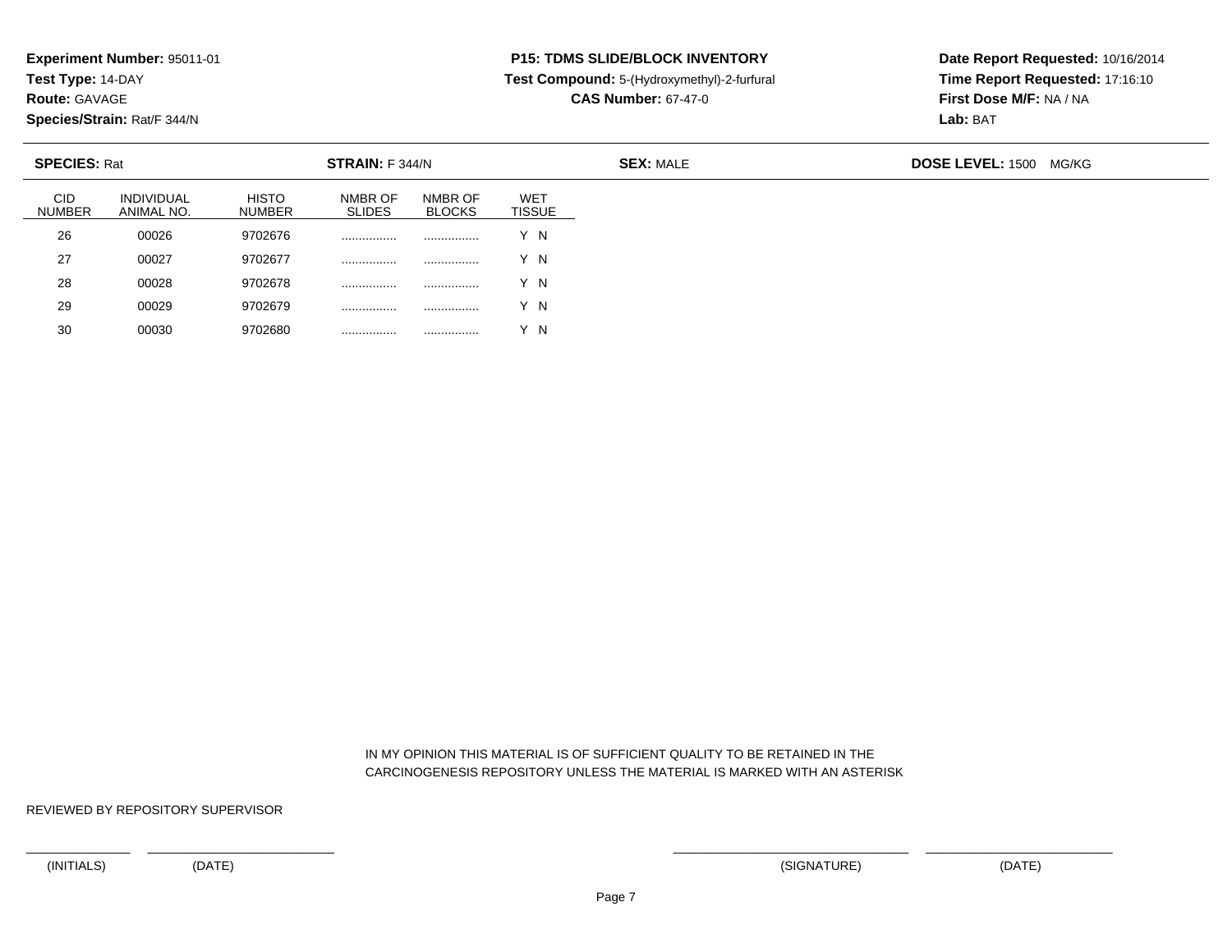**Experiment Number:** 95011-01
**Test Type:** 14-DAY
**Route:** GAVAGE
**Species/Strain:** Rat/F 344/N

**P15: TDMS SLIDE/BLOCK INVENTORY**
**Test Compound:** 5-(Hydroxymethyl)-2-furfural
**CAS Number:** 67-47-0

**Date Report Requested:** 10/16/2014
**Time Report Requested:** 17:16:10
**First Dose M/F:** NA / NA
**Lab:** BAT

**SPECIES:** Rat **STRAIN:** F 344/N **SEX:** MALE **DOSE LEVEL:** 1500 MG/KG

| CID NUMBER | INDIVIDUAL ANIMAL NO. | HISTO NUMBER | NMBR OF SLIDES | NMBR OF BLOCKS | WET TISSUE |
|---|---|---|---|---|---|
| 26 | 00026 | 9702676 | ................ | ................ | Y N |
| 27 | 00027 | 9702677 | ................ | ................ | Y N |
| 28 | 00028 | 9702678 | ................ | ................ | Y N |
| 29 | 00029 | 9702679 | ................ | ................ | Y N |
| 30 | 00030 | 9702680 | ................ | ................ | Y N |

IN MY OPINION THIS MATERIAL IS OF SUFFICIENT QUALITY TO BE RETAINED IN THE CARCINOGENESIS REPOSITORY UNLESS THE MATERIAL IS MARKED WITH AN ASTERISK

REVIEWED BY REPOSITORY SUPERVISOR

(INITIALS) (DATE) (SIGNATURE) (DATE)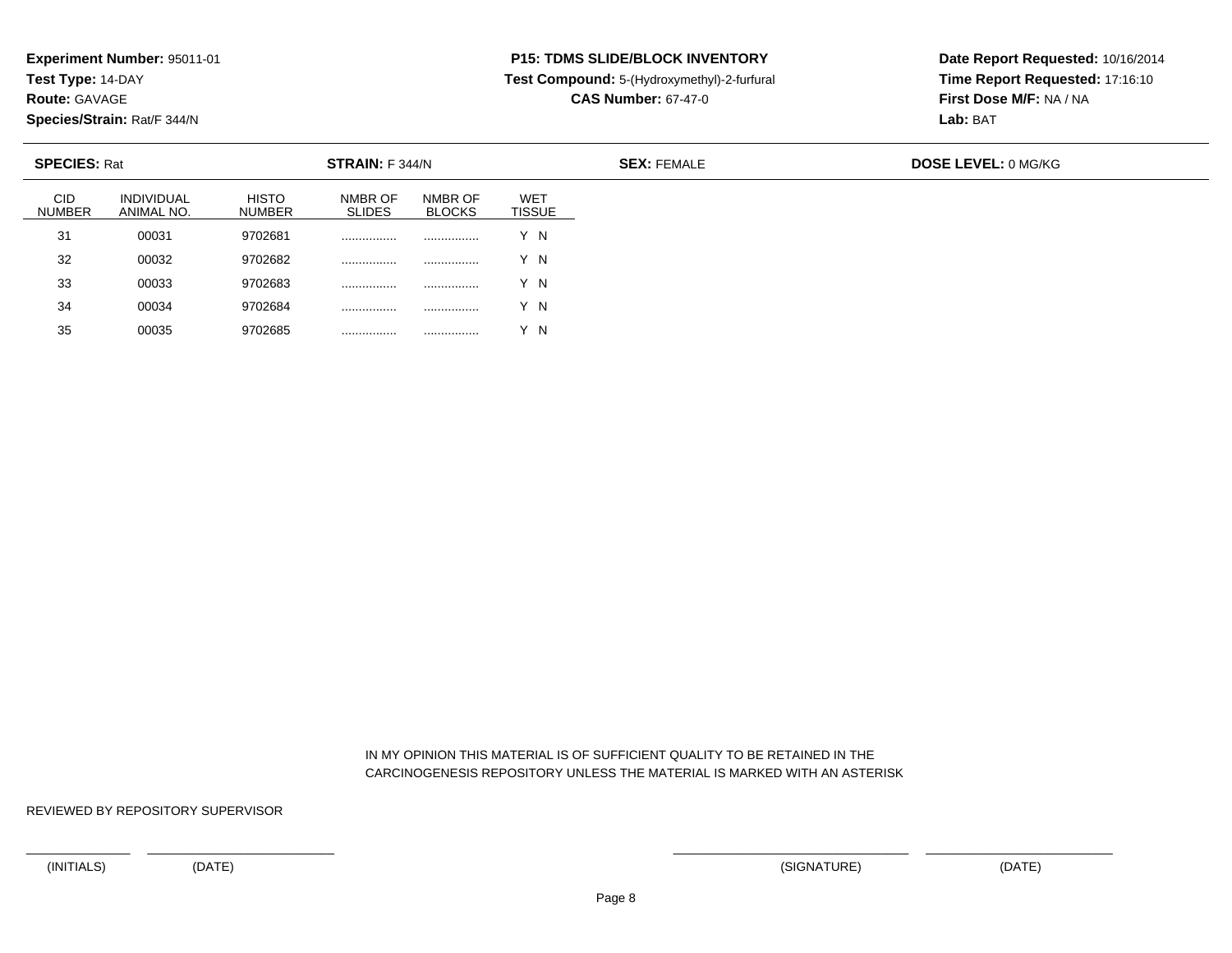**Experiment Number:** 95011-01
**Test Type:** 14-DAY
**Route:** GAVAGE
**Species/Strain:** Rat/F 344/N

**P15: TDMS SLIDE/BLOCK INVENTORY**
**Test Compound:** 5-(Hydroxymethyl)-2-furfural
**CAS Number:** 67-47-0

**Date Report Requested:** 10/16/2014
**Time Report Requested:** 17:16:10
**First Dose M/F:** NA / NA
**Lab:** BAT

**SPECIES:** Rat **STRAIN:** F 344/N **SEX:** FEMALE **DOSE LEVEL:** 0 MG/KG

| CID NUMBER | INDIVIDUAL ANIMAL NO. | HISTO NUMBER | NMBR OF SLIDES | NMBR OF BLOCKS | WET TISSUE |
|---|---|---|---|---|---|
| 31 | 00031 | 9702681 | ................ | ................ | Y N |
| 32 | 00032 | 9702682 | ................ | ................ | Y N |
| 33 | 00033 | 9702683 | ................ | ................ | Y N |
| 34 | 00034 | 9702684 | ................ | ................ | Y N |
| 35 | 00035 | 9702685 | ................ | ................ | Y N |

IN MY OPINION THIS MATERIAL IS OF SUFFICIENT QUALITY TO BE RETAINED IN THE CARCINOGENESIS REPOSITORY UNLESS THE MATERIAL IS MARKED WITH AN ASTERISK

REVIEWED BY REPOSITORY SUPERVISOR

(INITIALS) (DATE) (SIGNATURE) (DATE)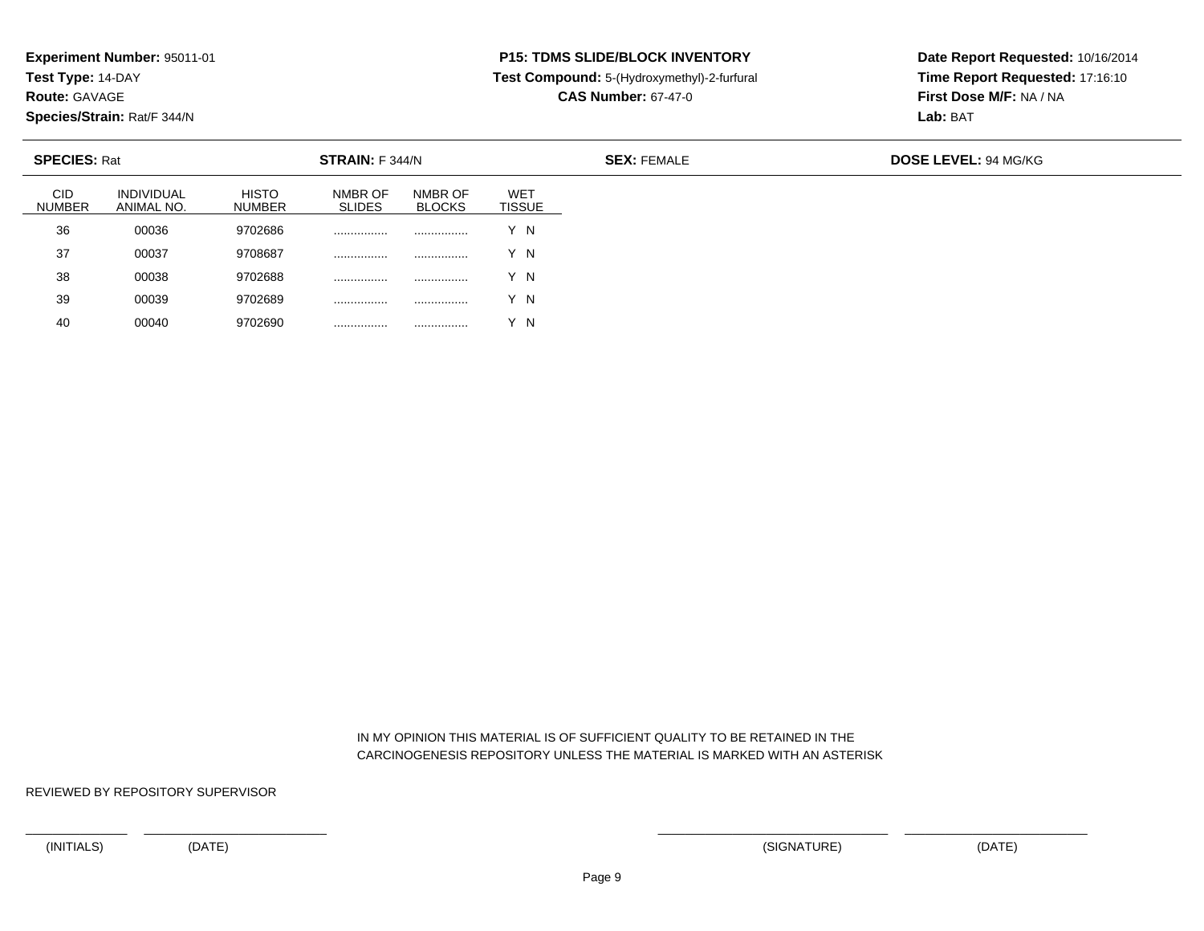**Experiment Number:** 95011-01
**Test Type:** 14-DAY
**Route:** GAVAGE
**Species/Strain:** Rat/F 344/N

**P15: TDMS SLIDE/BLOCK INVENTORY**
**Test Compound:** 5-(Hydroxymethyl)-2-furfural
**CAS Number:** 67-47-0

**Date Report Requested:** 10/16/2014
**Time Report Requested:** 17:16:10
**First Dose M/F:** NA / NA
**Lab:** BAT

**SPECIES:** Rat **STRAIN:** F 344/N **SEX:** FEMALE **DOSE LEVEL:** 94 MG/KG

| CID NUMBER | INDIVIDUAL ANIMAL NO. | HISTO NUMBER | NMBR OF SLIDES | NMBR OF BLOCKS | WET TISSUE |
|---|---|---|---|---|---|
| 36 | 00036 | 9702686 | ................ | ................ | Y N |
| 37 | 00037 | 9708687 | ................ | ................ | Y N |
| 38 | 00038 | 9702688 | ................ | ................ | Y N |
| 39 | 00039 | 9702689 | ................ | ................ | Y N |
| 40 | 00040 | 9702690 | ................ | ................ | Y N |

IN MY OPINION THIS MATERIAL IS OF SUFFICIENT QUALITY TO BE RETAINED IN THE CARCINOGENESIS REPOSITORY UNLESS THE MATERIAL IS MARKED WITH AN ASTERISK

REVIEWED BY REPOSITORY SUPERVISOR

(INITIALS) (DATE) (SIGNATURE) (DATE)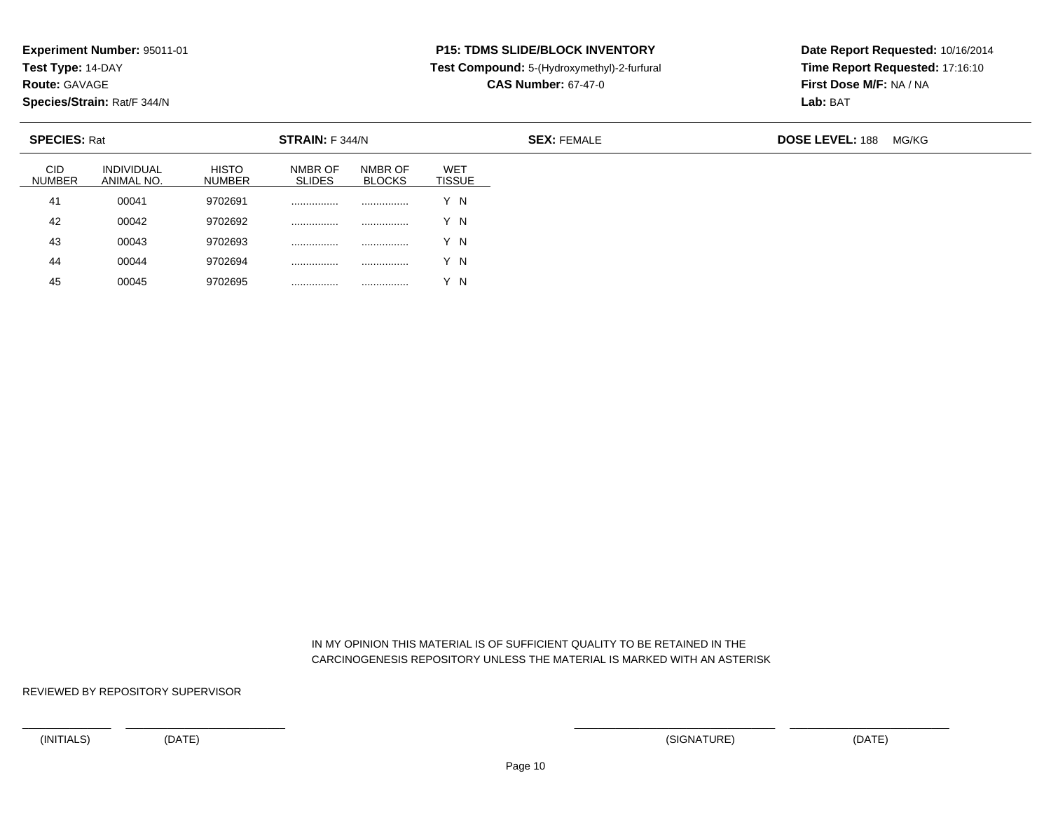**Experiment Number:** 95011-01
**Test Type:** 14-DAY
**Route:** GAVAGE
**Species/Strain:** Rat/F 344/N

**P15: TDMS SLIDE/BLOCK INVENTORY**
**Test Compound:** 5-(Hydroxymethyl)-2-furfural
**CAS Number:** 67-47-0

**Date Report Requested:** 10/16/2014
**Time Report Requested:** 17:16:10
**First Dose M/F:** NA / NA
**Lab:** BAT

**SPECIES:** Rat **STRAIN:** F 344/N **SEX:** FEMALE **DOSE LEVEL:** 188 MG/KG

| CID NUMBER | INDIVIDUAL ANIMAL NO. | HISTO NUMBER | NMBR OF SLIDES | NMBR OF BLOCKS | WET TISSUE |
|---|---|---|---|---|---|
| 41 | 00041 | 9702691 | ................ | ................ | Y N |
| 42 | 00042 | 9702692 | ................ | ................ | Y N |
| 43 | 00043 | 9702693 | ................ | ................ | Y N |
| 44 | 00044 | 9702694 | ................ | ................ | Y N |
| 45 | 00045 | 9702695 | ................ | ................ | Y N |

IN MY OPINION THIS MATERIAL IS OF SUFFICIENT QUALITY TO BE RETAINED IN THE CARCINOGENESIS REPOSITORY UNLESS THE MATERIAL IS MARKED WITH AN ASTERISK

REVIEWED BY REPOSITORY SUPERVISOR

(INITIALS) (DATE) (SIGNATURE) (DATE)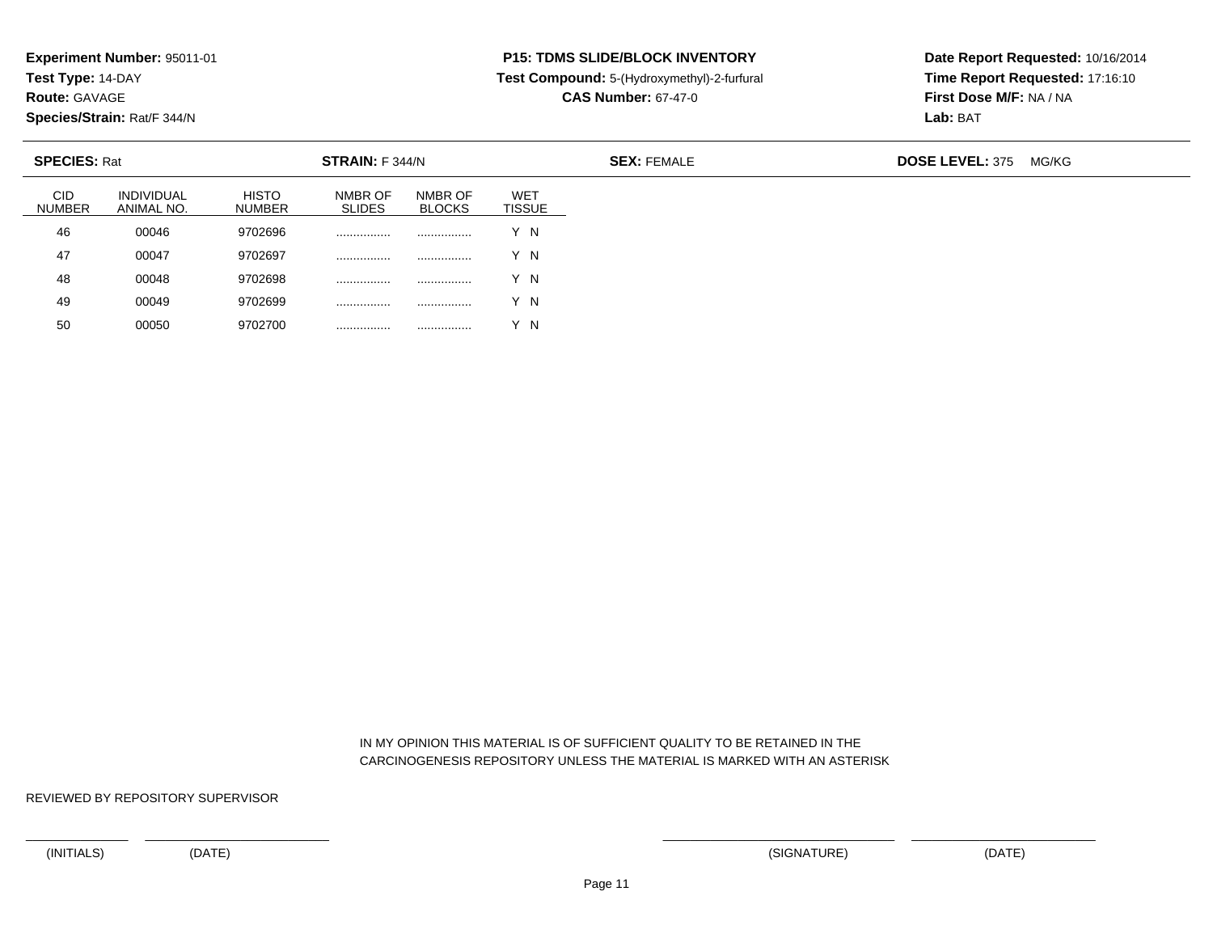**Experiment Number:** 95011-01
**Test Type:** 14-DAY
**Route:** GAVAGE
**Species/Strain:** Rat/F 344/N

**P15: TDMS SLIDE/BLOCK INVENTORY**
**Test Compound:** 5-(Hydroxymethyl)-2-furfural
**CAS Number:** 67-47-0

**Date Report Requested:** 10/16/2014
**Time Report Requested:** 17:16:10
**First Dose M/F:** NA / NA
**Lab:** BAT

**SPECIES:** Rat | **STRAIN:** F 344/N | **SEX:** FEMALE | **DOSE LEVEL:** 375 MG/KG

| CID NUMBER | INDIVIDUAL ANIMAL NO. | HISTO NUMBER | NMBR OF SLIDES | NMBR OF BLOCKS | WET TISSUE |
|---|---|---|---|---|---|
| 46 | 00046 | 9702696 | ................ | ................ | Y N |
| 47 | 00047 | 9702697 | ................ | ................ | Y N |
| 48 | 00048 | 9702698 | ................ | ................ | Y N |
| 49 | 00049 | 9702699 | ................ | ................ | Y N |
| 50 | 00050 | 9702700 | ................ | ................ | Y N |

IN MY OPINION THIS MATERIAL IS OF SUFFICIENT QUALITY TO BE RETAINED IN THE CARCINOGENESIS REPOSITORY UNLESS THE MATERIAL IS MARKED WITH AN ASTERISK

REVIEWED BY REPOSITORY SUPERVISOR

(INITIALS) (DATE) (SIGNATURE) (DATE)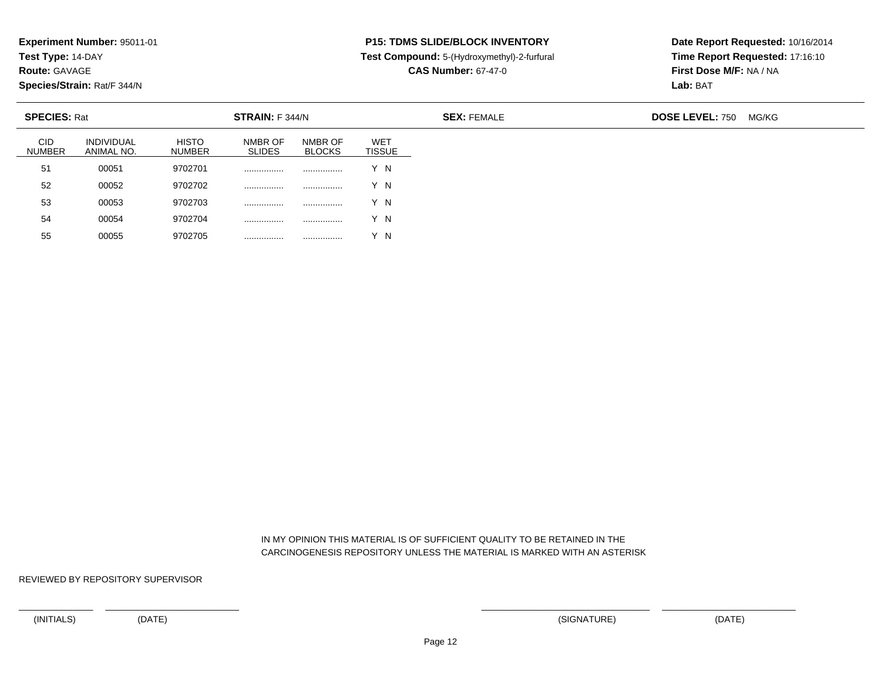**Experiment Number:** 95011-01
**Test Type:** 14-DAY
**Route:** GAVAGE
**Species/Strain:** Rat/F 344/N

**P15: TDMS SLIDE/BLOCK INVENTORY**
**Test Compound:** 5-(Hydroxymethyl)-2-furfural
**CAS Number:** 67-47-0

**Date Report Requested:** 10/16/2014
**Time Report Requested:** 17:16:10
**First Dose M/F:** NA / NA
**Lab:** BAT

**SPECIES:** Rat **STRAIN:** F 344/N **SEX:** FEMALE **DOSE LEVEL:** 750 MG/KG

| CID NUMBER | INDIVIDUAL ANIMAL NO. | HISTO NUMBER | NMBR OF SLIDES | NMBR OF BLOCKS | WET TISSUE |
|---|---|---|---|---|---|
| 51 | 00051 | 9702701 | ................ | ................ | Y N |
| 52 | 00052 | 9702702 | ................ | ................ | Y N |
| 53 | 00053 | 9702703 | ................ | ................ | Y N |
| 54 | 00054 | 9702704 | ................ | ................ | Y N |
| 55 | 00055 | 9702705 | ................ | ................ | Y N |

IN MY OPINION THIS MATERIAL IS OF SUFFICIENT QUALITY TO BE RETAINED IN THE CARCINOGENESIS REPOSITORY UNLESS THE MATERIAL IS MARKED WITH AN ASTERISK

REVIEWED BY REPOSITORY SUPERVISOR

(INITIALS) (DATE) (SIGNATURE) (DATE)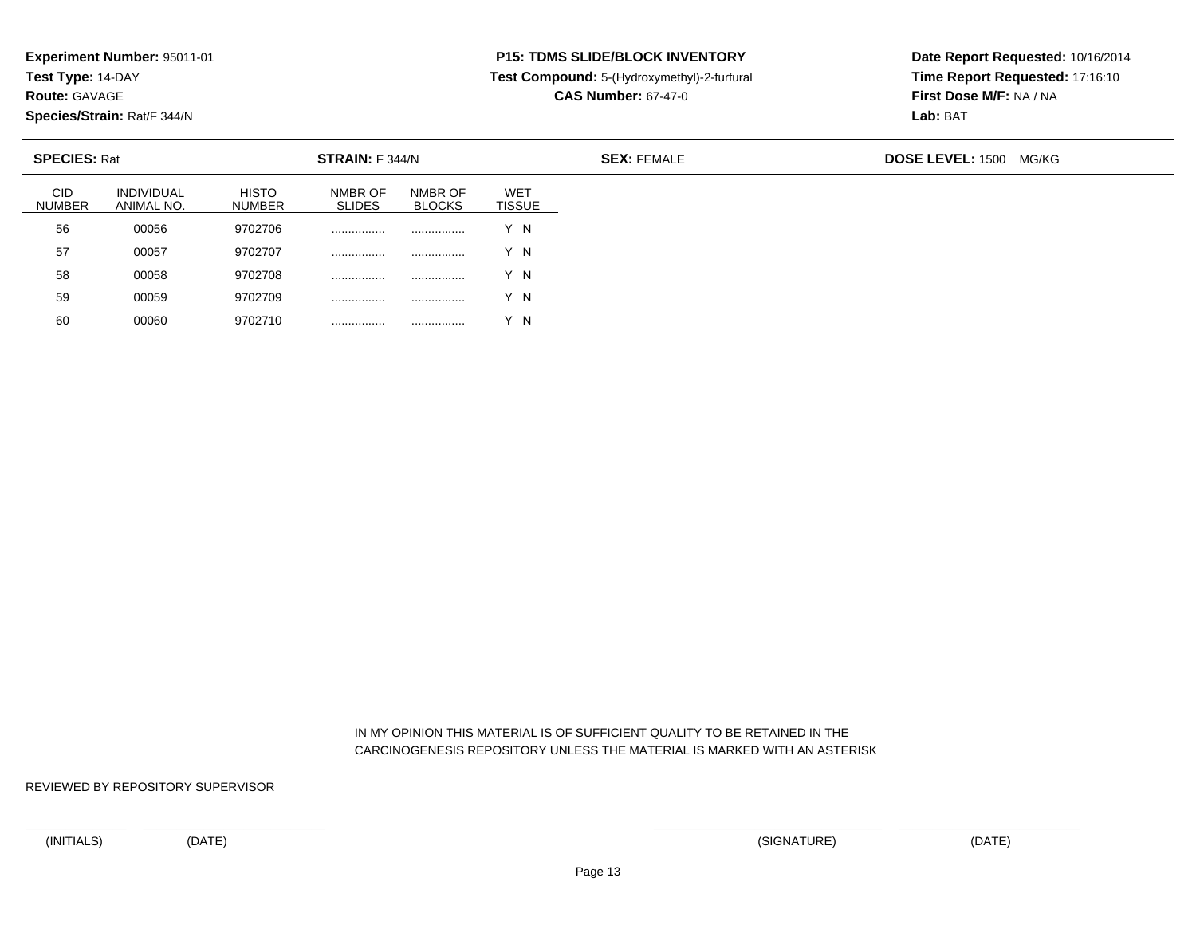**Experiment Number:** 95011-01
**Test Type:** 14-DAY
**Route:** GAVAGE
**Species/Strain:** Rat/F 344/N

**P15: TDMS SLIDE/BLOCK INVENTORY**
**Test Compound:** 5-(Hydroxymethyl)-2-furfural
**CAS Number:** 67-47-0

**Date Report Requested:** 10/16/2014
**Time Report Requested:** 17:16:10
**First Dose M/F:** NA / NA
**Lab:** BAT

**SPECIES:** Rat **STRAIN:** F 344/N **SEX:** FEMALE **DOSE LEVEL:** 1500 MG/KG

| CID NUMBER | INDIVIDUAL ANIMAL NO. | HISTO NUMBER | NMBR OF SLIDES | NMBR OF BLOCKS | WET TISSUE |
|---|---|---|---|---|---|
| 56 | 00056 | 9702706 | ................ | ................ | Y N |
| 57 | 00057 | 9702707 | ................ | ................ | Y N |
| 58 | 00058 | 9702708 | ................ | ................ | Y N |
| 59 | 00059 | 9702709 | ................ | ................ | Y N |
| 60 | 00060 | 9702710 | ................ | ................ | Y N |

IN MY OPINION THIS MATERIAL IS OF SUFFICIENT QUALITY TO BE RETAINED IN THE CARCINOGENESIS REPOSITORY UNLESS THE MATERIAL IS MARKED WITH AN ASTERISK

REVIEWED BY REPOSITORY SUPERVISOR

(INITIALS) (DATE) (SIGNATURE) (DATE)